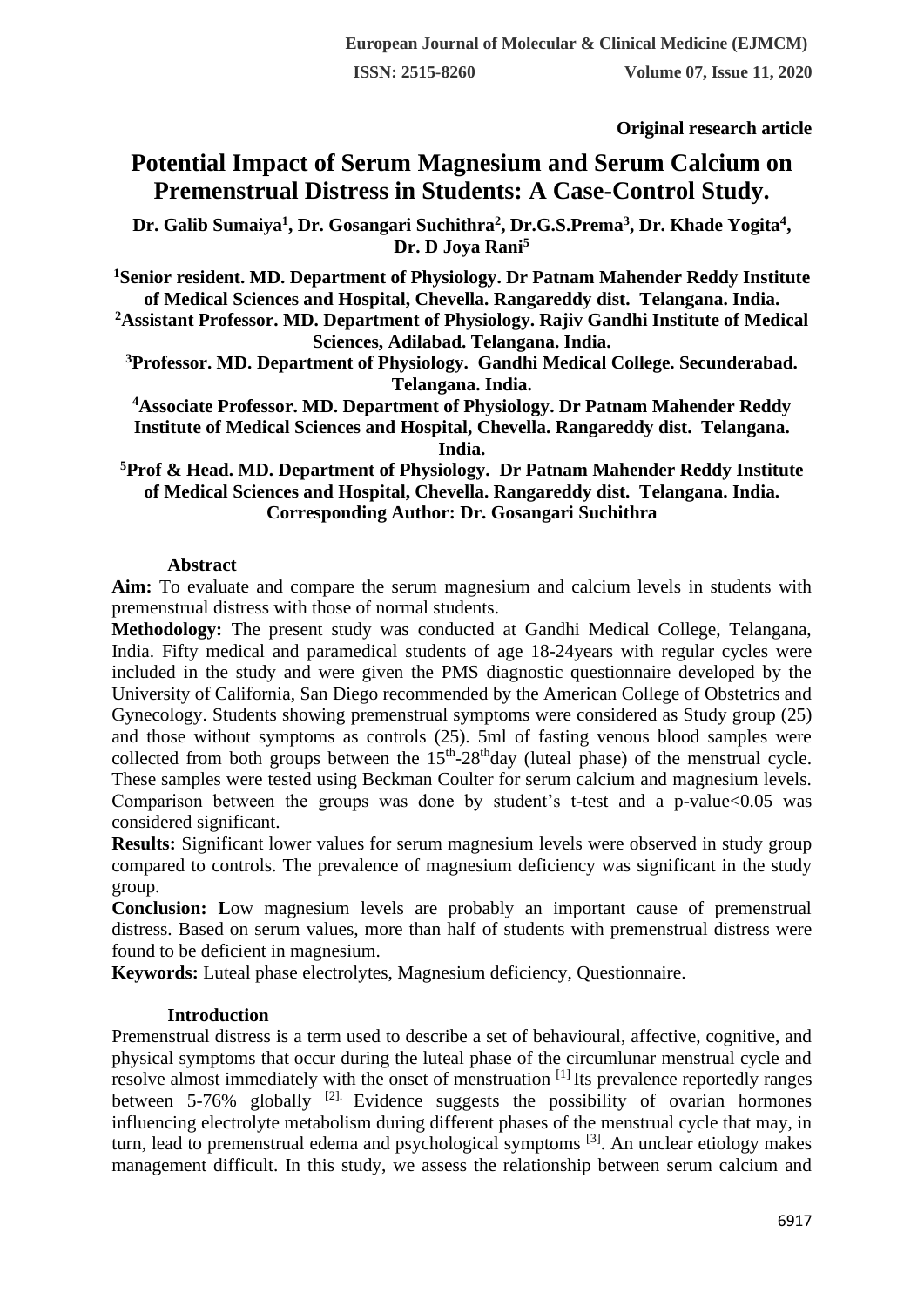**Original research article**

# Potential Impact of Serum Magnesium and Serum Calcium on Premenstrual Distress in Students: A Case-Control Study.

**Dr. Galib Sumaiya[1], Dr. Gosangari Suchithra[2], Dr.G.S.Prema[3], Dr. Khade Yogita[4], Dr. D Joya Rani[5]**

**[1]Senior resident. MD. Department of Physiology. Dr Patnam Mahender Reddy Institute of Medical Sciences and Hospital, Chevella. Rangareddy dist. Telangana. India.**
**[2]Assistant Professor. MD. Department of Physiology. Rajiv Gandhi Institute of Medical Sciences, Adilabad. Telangana. India.**
**[3]Professor. MD. Department of Physiology. Gandhi Medical College. Secunderabad. Telangana. India.**
**[4]Associate Professor. MD. Department of Physiology. Dr Patnam Mahender Reddy Institute of Medical Sciences and Hospital, Chevella. Rangareddy dist. Telangana. India.**
**[5]Prof & Head. MD. Department of Physiology. Dr Patnam Mahender Reddy Institute of Medical Sciences and Hospital, Chevella. Rangareddy dist. Telangana. India.**
**Corresponding Author: Dr. Gosangari Suchithra**

## Abstract

**Aim:** To evaluate and compare the serum magnesium and calcium levels in students with premenstrual distress with those of normal students.

**Methodology:** The present study was conducted at Gandhi Medical College, Telangana, India. Fifty medical and paramedical students of age 18-24years with regular cycles were included in the study and were given the PMS diagnostic questionnaire developed by the University of California, San Diego recommended by the American College of Obstetrics and Gynecology. Students showing premenstrual symptoms were considered as Study group (25) and those without symptoms as controls (25). 5ml of fasting venous blood samples were collected from both groups between the $15^{th}$-$28^{th}$day (luteal phase) of the menstrual cycle. These samples were tested using Beckman Coulter for serum calcium and magnesium levels. Comparison between the groups was done by student's t-test and a p-value<0.05 was considered significant.

**Results:** Significant lower values for serum magnesium levels were observed in study group compared to controls. The prevalence of magnesium deficiency was significant in the study group.

**Conclusion:** **L**ow magnesium levels are probably an important cause of premenstrual distress. Based on serum values, more than half of students with premenstrual distress were found to be deficient in magnesium.

**Keywords:** Luteal phase electrolytes, Magnesium deficiency, Questionnaire.

## Introduction

Premenstrual distress is a term used to describe a set of behavioural, affective, cognitive, and physical symptoms that occur during the luteal phase of the circumlunar menstrual cycle and resolve almost immediately with the onset of menstruation [1] Its prevalence reportedly ranges between 5-76% globally [2]. Evidence suggests the possibility of ovarian hormones influencing electrolyte metabolism during different phases of the menstrual cycle that may, in turn, lead to premenstrual edema and psychological symptoms [3]. An unclear etiology makes management difficult. In this study, we assess the relationship between serum calcium and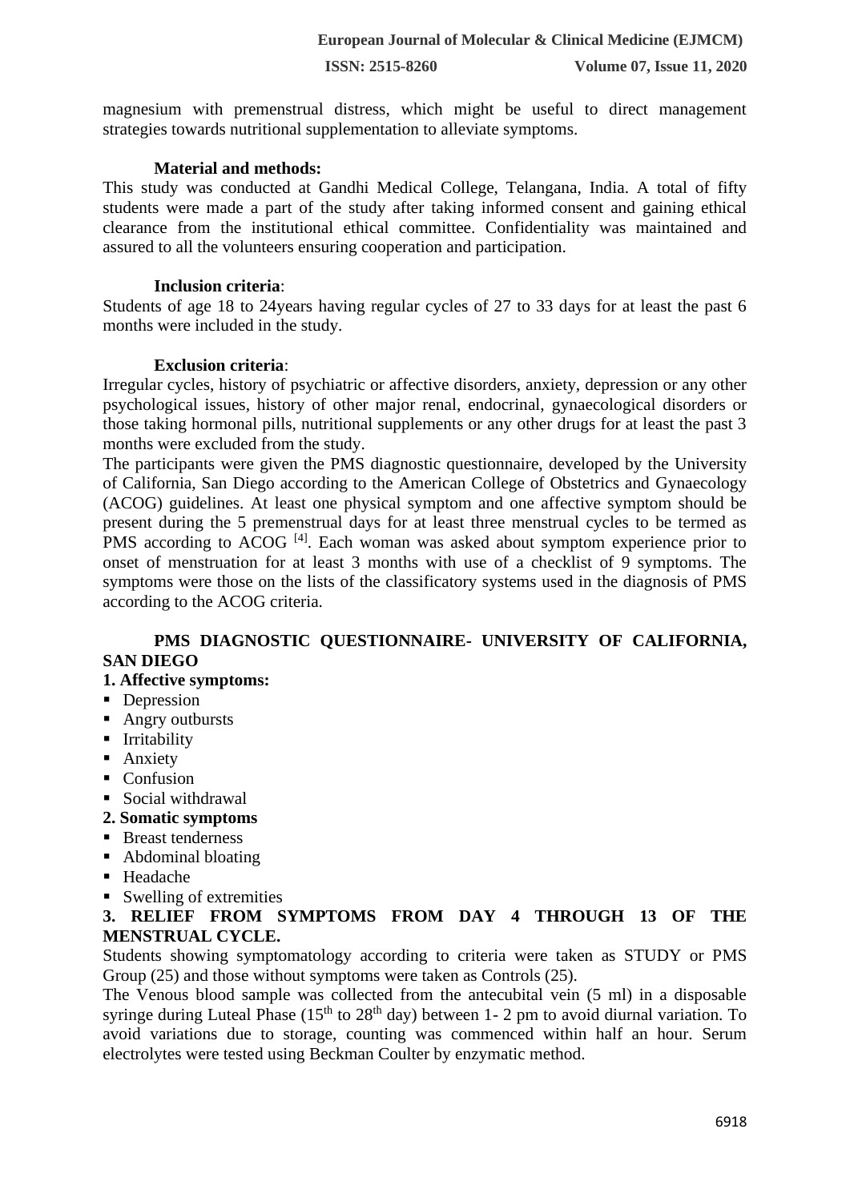magnesium with premenstrual distress, which might be useful to direct management strategies towards nutritional supplementation to alleviate symptoms.

### Material and methods:

This study was conducted at Gandhi Medical College, Telangana, India. A total of fifty students were made a part of the study after taking informed consent and gaining ethical clearance from the institutional ethical committee. Confidentiality was maintained and assured to all the volunteers ensuring cooperation and participation.

### Inclusion criteria:

Students of age 18 to 24years having regular cycles of 27 to 33 days for at least the past 6 months were included in the study.

### Exclusion criteria:

Irregular cycles, history of psychiatric or affective disorders, anxiety, depression or any other psychological issues, history of other major renal, endocrinal, gynaecological disorders or those taking hormonal pills, nutritional supplements or any other drugs for at least the past 3 months were excluded from the study.

The participants were given the PMS diagnostic questionnaire, developed by the University of California, San Diego according to the American College of Obstetrics and Gynaecology (ACOG) guidelines. At least one physical symptom and one affective symptom should be present during the 5 premenstrual days for at least three menstrual cycles to be termed as PMS according to ACOG [4]. Each woman was asked about symptom experience prior to onset of menstruation for at least 3 months with use of a checklist of 9 symptoms. The symptoms were those on the lists of the classificatory systems used in the diagnosis of PMS according to the ACOG criteria.

### PMS DIAGNOSTIC QUESTIONNAIRE- UNIVERSITY OF CALIFORNIA, SAN DIEGO

**1. Affective symptoms:**

- Depression
- Angry outbursts
- Irritability
- Anxiety
- Confusion
- Social withdrawal

**2. Somatic symptoms**

- Breast tenderness
- Abdominal bloating
- Headache
- Swelling of extremities

**3. RELIEF FROM SYMPTOMS FROM DAY 4 THROUGH 13 OF THE MENSTRUAL CYCLE.**

Students showing symptomatology according to criteria were taken as STUDY or PMS Group (25) and those without symptoms were taken as Controls (25).

The Venous blood sample was collected from the antecubital vein (5 ml) in a disposable syringe during Luteal Phase ($15^{th}$ to $28^{th}$ day) between 1- 2 pm to avoid diurnal variation. To avoid variations due to storage, counting was commenced within half an hour. Serum electrolytes were tested using Beckman Coulter by enzymatic method.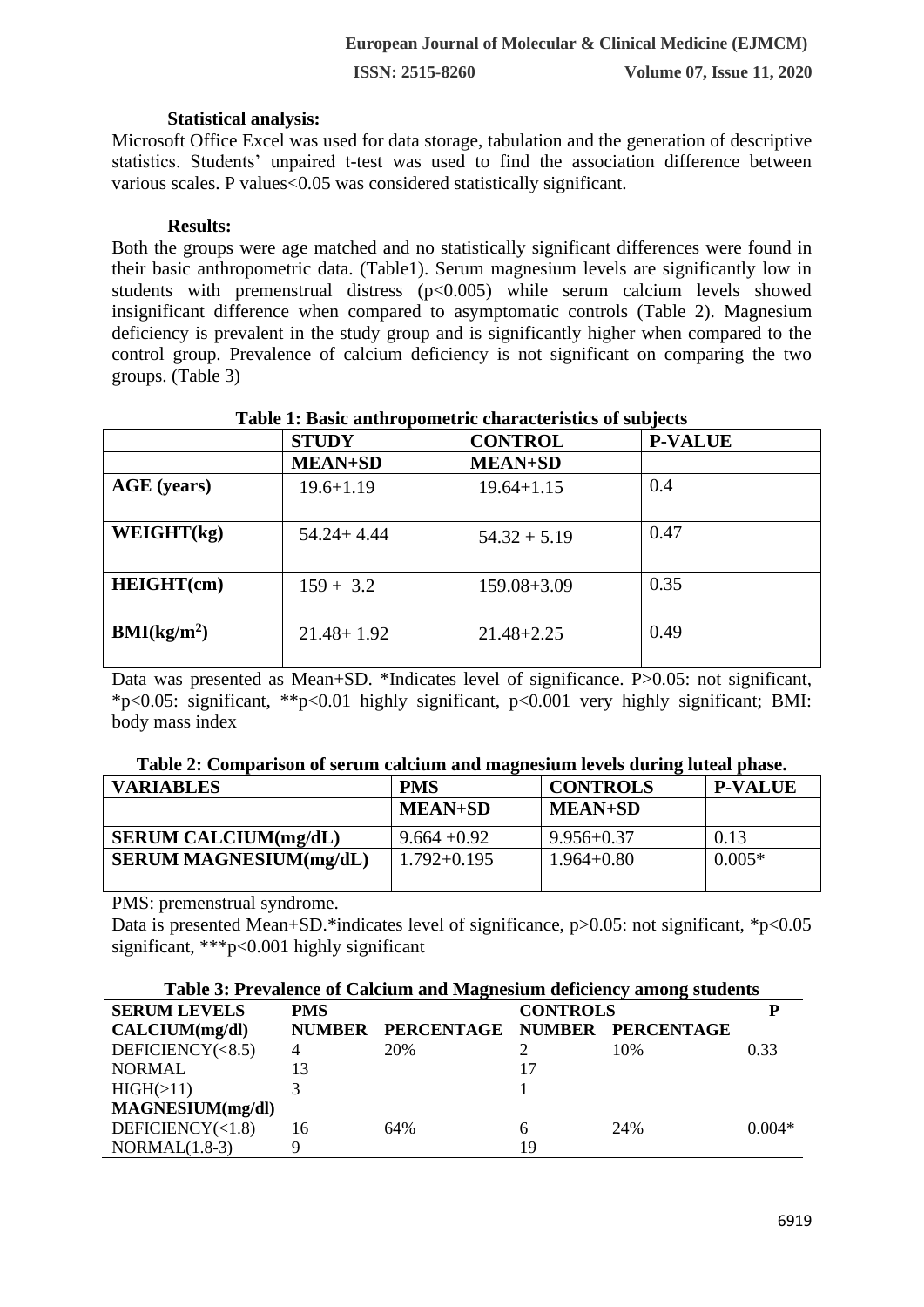### Statistical analysis:

Microsoft Office Excel was used for data storage, tabulation and the generation of descriptive statistics. Students' unpaired t-test was used to find the association difference between various scales. P values<0.05 was considered statistically significant.

### Results:

Both the groups were age matched and no statistically significant differences were found in their basic anthropometric data. (Table1). Serum magnesium levels are significantly low in students with premenstrual distress (p<0.005) while serum calcium levels showed insignificant difference when compared to asymptomatic controls (Table 2). Magnesium deficiency is prevalent in the study group and is significantly higher when compared to the control group. Prevalence of calcium deficiency is not significant on comparing the two groups. (Table 3)

**Table 1: Basic anthropometric characteristics of subjects**

| | STUDY | CONTROL | P-VALUE |
|---|---|---|---|
| | MEAN+SD | MEAN+SD | |
| AGE (years) | 19.6+1.19 | 19.64+1.15 | 0.4 |
| WEIGHT(kg) | 54.24+ 4.44 | 54.32 + 5.19 | 0.47 |
| HEIGHT(cm) | 159 + 3.2 | 159.08+3.09 | 0.35 |
| BMI($kg/m^2$) | 21.48+ 1.92 | 21.48+2.25 | 0.49 |

Data was presented as Mean+SD. *Indicates level of significance. P>0.05: not significant, *p<0.05: significant, **p<0.01 highly significant, p<0.001 very highly significant; BMI: body mass index

**Table 2: Comparison of serum calcium and magnesium levels during luteal phase.**

| VARIABLES | PMS | CONTROLS | P-VALUE |
|---|---|---|---|
| | MEAN+SD | MEAN+SD | |
| SERUM CALCIUM(mg/dL) | 9.664 +0.92 | 9.956+0.37 | 0.13 |
| SERUM MAGNESIUM(mg/dL) | 1.792+0.195 | 1.964+0.80 | 0.005* |

PMS: premenstrual syndrome.

Data is presented Mean+SD.*indicates level of significance, p>0.05: not significant, *p<0.05 significant, ***p<0.001 highly significant

**Table 3: Prevalence of Calcium and Magnesium deficiency among students**

| SERUM LEVELS | PMS | | CONTROLS | | P |
|---|---|---|---|---|---|
| CALCIUM(mg/dl) | NUMBER | PERCENTAGE | NUMBER | PERCENTAGE | |
| DEFICIENCY(<8.5) | 4 | 20% | 2 | 10% | 0.33 |
| NORMAL | 13 | | 17 | | |
| HIGH(>11) | 3 | | 1 | | |
| MAGNESIUM(mg/dl) | | | | | |
| DEFICIENCY(<1.8) | 16 | 64% | 6 | 24% | 0.004* |
| NORMAL(1.8-3) | 9 | | 19 | | |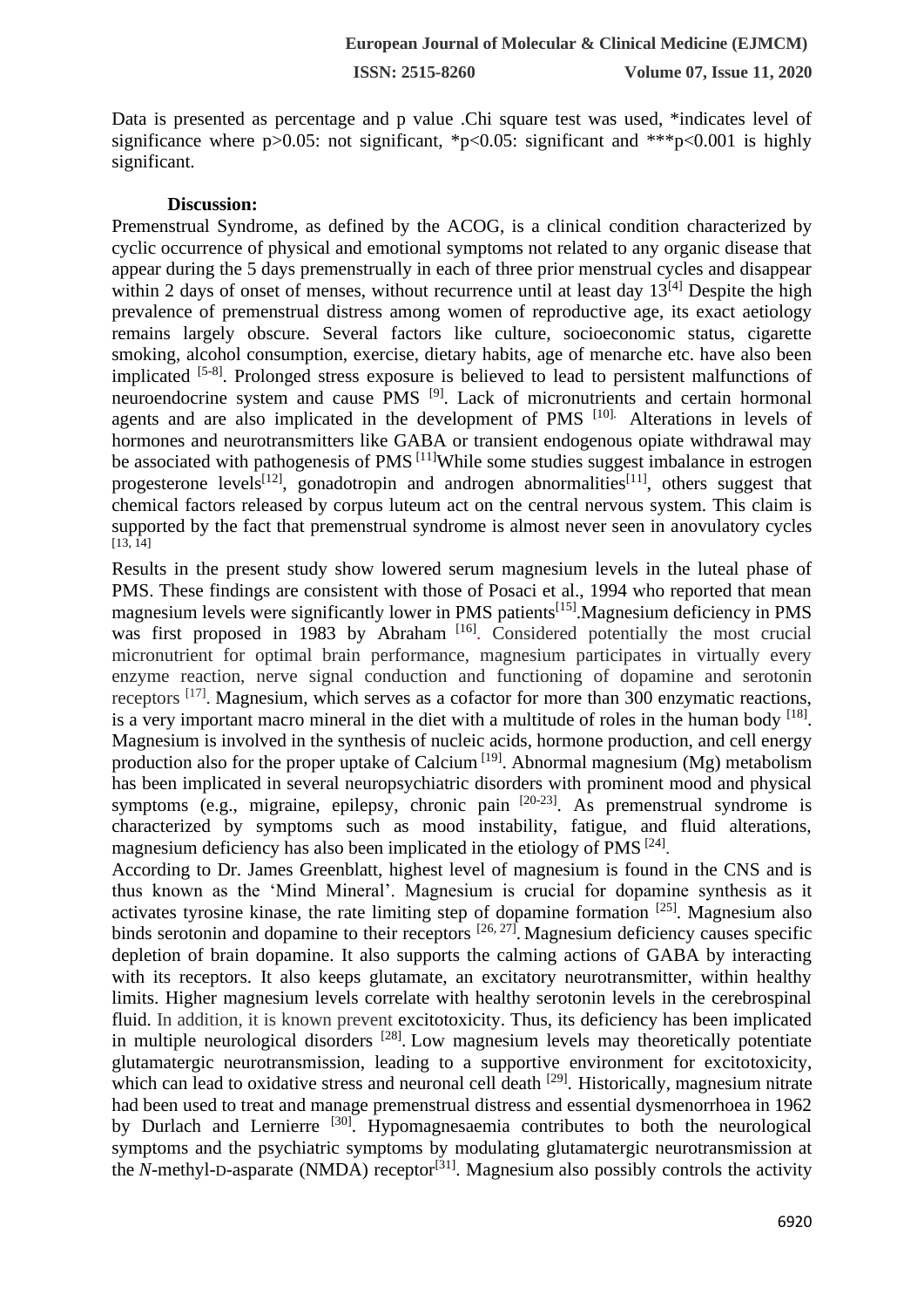Data is presented as percentage and p value .Chi square test was used, *indicates level of significance where $p>0.05$: not significant, *$p<0.05$: significant and ***$p<0.001$ is highly significant.

**Discussion:**

Premenstrual Syndrome, as defined by the ACOG, is a clinical condition characterized by cyclic occurrence of physical and emotional symptoms not related to any organic disease that appear during the 5 days premenstrually in each of three prior menstrual cycles and disappear within 2 days of onset of menses, without recurrence until at least day 13[4] Despite the high prevalence of premenstrual distress among women of reproductive age, its exact aetiology remains largely obscure. Several factors like culture, socioeconomic status, cigarette smoking, alcohol consumption, exercise, dietary habits, age of menarche etc. have also been implicated [5-8]. Prolonged stress exposure is believed to lead to persistent malfunctions of neuroendocrine system and cause PMS [9]. Lack of micronutrients and certain hormonal agents and are also implicated in the development of PMS [10]. Alterations in levels of hormones and neurotransmitters like GABA or transient endogenous opiate withdrawal may be associated with pathogenesis of PMS [11]While some studies suggest imbalance in estrogen progesterone levels[12], gonadotropin and androgen abnormalities[11], others suggest that chemical factors released by corpus luteum act on the central nervous system. This claim is supported by the fact that premenstrual syndrome is almost never seen in anovulatory cycles [13, 14]

Results in the present study show lowered serum magnesium levels in the luteal phase of PMS. These findings are consistent with those of Posaci et al., 1994 who reported that mean magnesium levels were significantly lower in PMS patients[15].Magnesium deficiency in PMS was first proposed in 1983 by Abraham [16]. Considered potentially the most crucial micronutrient for optimal brain performance, magnesium participates in virtually every enzyme reaction, nerve signal conduction and functioning of dopamine and serotonin receptors [17]. Magnesium, which serves as a cofactor for more than 300 enzymatic reactions, is a very important macro mineral in the diet with a multitude of roles in the human body [18]. Magnesium is involved in the synthesis of nucleic acids, hormone production, and cell energy production also for the proper uptake of Calcium [19]. Abnormal magnesium (Mg) metabolism has been implicated in several neuropsychiatric disorders with prominent mood and physical symptoms (e.g., migraine, epilepsy, chronic pain [20-23]. As premenstrual syndrome is characterized by symptoms such as mood instability, fatigue, and fluid alterations, magnesium deficiency has also been implicated in the etiology of PMS [24].

According to Dr. James Greenblatt, highest level of magnesium is found in the CNS and is thus known as the 'Mind Mineral'. Magnesium is crucial for dopamine synthesis as it activates tyrosine kinase, the rate limiting step of dopamine formation [25]. Magnesium also binds serotonin and dopamine to their receptors [26, 27]. Magnesium deficiency causes specific depletion of brain dopamine. It also supports the calming actions of GABA by interacting with its receptors. It also keeps glutamate, an excitatory neurotransmitter, within healthy limits. Higher magnesium levels correlate with healthy serotonin levels in the cerebrospinal fluid. In addition, it is known prevent excitotoxicity. Thus, its deficiency has been implicated in multiple neurological disorders [28]. Low magnesium levels may theoretically potentiate glutamatergic neurotransmission, leading to a supportive environment for excitotoxicity, which can lead to oxidative stress and neuronal cell death [29]. Historically, magnesium nitrate had been used to treat and manage premenstrual distress and essential dysmenorrhoea in 1962 by Durlach and Lernierre [30]. Hypomagnesaemia contributes to both the neurological symptoms and the psychiatric symptoms by modulating glutamatergic neurotransmission at the *N*-methyl-D-asparate (NMDA) receptor[31]. Magnesium also possibly controls the activity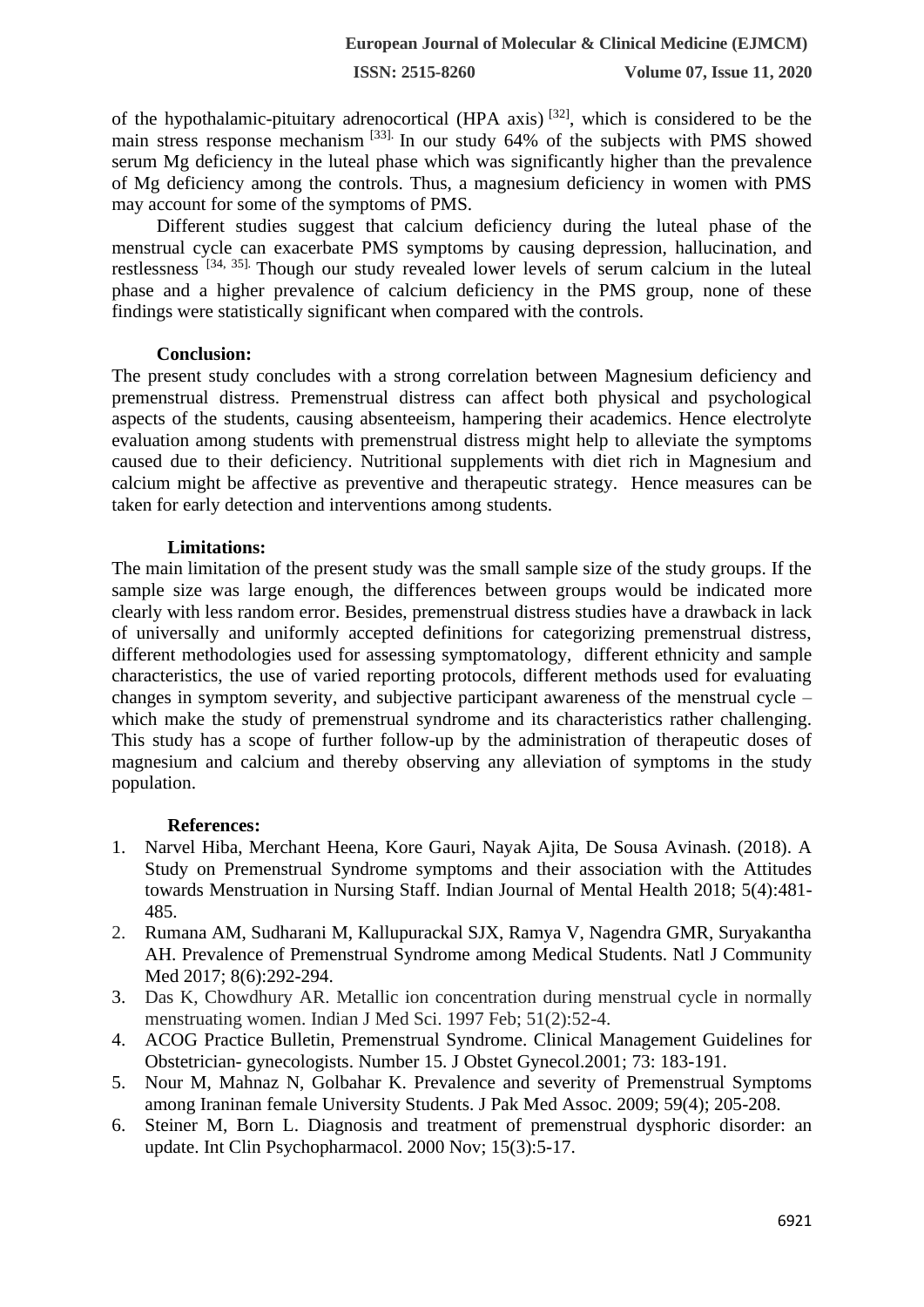of the hypothalamic-pituitary adrenocortical (HPA axis) [32], which is considered to be the main stress response mechanism [33]. In our study 64% of the subjects with PMS showed serum Mg deficiency in the luteal phase which was significantly higher than the prevalence of Mg deficiency among the controls. Thus, a magnesium deficiency in women with PMS may account for some of the symptoms of PMS.

Different studies suggest that calcium deficiency during the luteal phase of the menstrual cycle can exacerbate PMS symptoms by causing depression, hallucination, and restlessness [34, 35]. Though our study revealed lower levels of serum calcium in the luteal phase and a higher prevalence of calcium deficiency in the PMS group, none of these findings were statistically significant when compared with the controls.

**Conclusion:**

The present study concludes with a strong correlation between Magnesium deficiency and premenstrual distress. Premenstrual distress can affect both physical and psychological aspects of the students, causing absenteeism, hampering their academics. Hence electrolyte evaluation among students with premenstrual distress might help to alleviate the symptoms caused due to their deficiency. Nutritional supplements with diet rich in Magnesium and calcium might be affective as preventive and therapeutic strategy. Hence measures can be taken for early detection and interventions among students.

**Limitations:**

The main limitation of the present study was the small sample size of the study groups. If the sample size was large enough, the differences between groups would be indicated more clearly with less random error. Besides, premenstrual distress studies have a drawback in lack of universally and uniformly accepted definitions for categorizing premenstrual distress, different methodologies used for assessing symptomatology, different ethnicity and sample characteristics, the use of varied reporting protocols, different methods used for evaluating changes in symptom severity, and subjective participant awareness of the menstrual cycle – which make the study of premenstrual syndrome and its characteristics rather challenging. This study has a scope of further follow-up by the administration of therapeutic doses of magnesium and calcium and thereby observing any alleviation of symptoms in the study population.

**References:**

1. Narvel Hiba, Merchant Heena, Kore Gauri, Nayak Ajita, De Sousa Avinash. (2018). A Study on Premenstrual Syndrome symptoms and their association with the Attitudes towards Menstruation in Nursing Staff. Indian Journal of Mental Health 2018; 5(4):481-485.
2. Rumana AM, Sudharani M, Kallupurackal SJX, Ramya V, Nagendra GMR, Suryakantha AH. Prevalence of Premenstrual Syndrome among Medical Students. Natl J Community Med 2017; 8(6):292-294.
3. Das K, Chowdhury AR. Metallic ion concentration during menstrual cycle in normally menstruating women. Indian J Med Sci. 1997 Feb; 51(2):52-4.
4. ACOG Practice Bulletin, Premenstrual Syndrome. Clinical Management Guidelines for Obstetrician- gynecologists. Number 15. J Obstet Gynecol.2001; 73: 183-191.
5. Nour M, Mahnaz N, Golbahar K. Prevalence and severity of Premenstrual Symptoms among Iraninan female University Students. J Pak Med Assoc. 2009; 59(4); 205-208.
6. Steiner M, Born L. Diagnosis and treatment of premenstrual dysphoric disorder: an update. Int Clin Psychopharmacol. 2000 Nov; 15(3):5-17.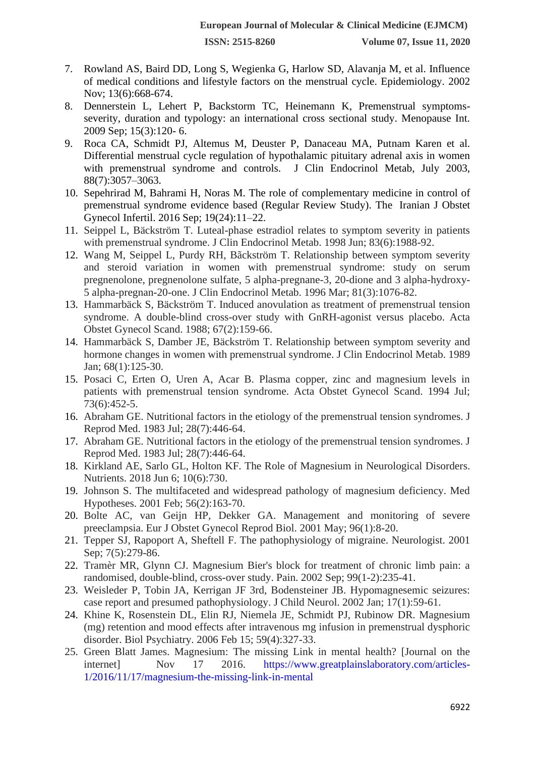7. Rowland AS, Baird DD, Long S, Wegienka G, Harlow SD, Alavanja M, et al. Influence of medical conditions and lifestyle factors on the menstrual cycle. Epidemiology. 2002 Nov; 13(6):668-674.
8. Dennerstein L, Lehert P, Backstorm TC, Heinemann K, Premenstrual symptoms-severity, duration and typology: an international cross sectional study. Menopause Int. 2009 Sep; 15(3):120- 6.
9. Roca CA, Schmidt PJ, Altemus M, Deuster P, Danaceau MA, Putnam Karen et al. Differential menstrual cycle regulation of hypothalamic pituitary adrenal axis in women with premenstrual syndrome and controls. J Clin Endocrinol Metab, July 2003, 88(7):3057–3063.
10. Sepehrirad M, Bahrami H, Noras M. The role of complementary medicine in control of premenstrual syndrome evidence based (Regular Review Study). The Iranian J Obstet Gynecol Infertil. 2016 Sep; 19(24):11–22.
11. Seippel L, Bäckström T. Luteal-phase estradiol relates to symptom severity in patients with premenstrual syndrome. J Clin Endocrinol Metab. 1998 Jun; 83(6):1988-92.
12. Wang M, Seippel L, Purdy RH, Bãckström T. Relationship between symptom severity and steroid variation in women with premenstrual syndrome: study on serum pregnenolone, pregnenolone sulfate, 5 alpha-pregnane-3, 20-dione and 3 alpha-hydroxy-5 alpha-pregnan-20-one. J Clin Endocrinol Metab. 1996 Mar; 81(3):1076-82.
13. Hammarbäck S, Bäckström T. Induced anovulation as treatment of premenstrual tension syndrome. A double-blind cross-over study with GnRH-agonist versus placebo. Acta Obstet Gynecol Scand. 1988; 67(2):159-66.
14. Hammarbäck S, Damber JE, Bäckström T. Relationship between symptom severity and hormone changes in women with premenstrual syndrome. J Clin Endocrinol Metab. 1989 Jan; 68(1):125-30.
15. Posaci C, Erten O, Uren A, Acar B. Plasma copper, zinc and magnesium levels in patients with premenstrual tension syndrome. Acta Obstet Gynecol Scand. 1994 Jul; 73(6):452-5.
16. Abraham GE. Nutritional factors in the etiology of the premenstrual tension syndromes. J Reprod Med. 1983 Jul; 28(7):446-64.
17. Abraham GE. Nutritional factors in the etiology of the premenstrual tension syndromes. J Reprod Med. 1983 Jul; 28(7):446-64.
18. Kirkland AE, Sarlo GL, Holton KF. The Role of Magnesium in Neurological Disorders. Nutrients. 2018 Jun 6; 10(6):730.
19. Johnson S. The multifaceted and widespread pathology of magnesium deficiency. Med Hypotheses. 2001 Feb; 56(2):163-70.
20. Bolte AC, van Geijn HP, Dekker GA. Management and monitoring of severe preeclampsia. Eur J Obstet Gynecol Reprod Biol. 2001 May; 96(1):8-20.
21. Tepper SJ, Rapoport A, Sheftell F. The pathophysiology of migraine. Neurologist. 2001 Sep; 7(5):279-86.
22. Tramèr MR, Glynn CJ. Magnesium Bier's block for treatment of chronic limb pain: a randomised, double-blind, cross-over study. Pain. 2002 Sep; 99(1-2):235-41.
23. Weisleder P, Tobin JA, Kerrigan JF 3rd, Bodensteiner JB. Hypomagnesemic seizures: case report and presumed pathophysiology. J Child Neurol. 2002 Jan; 17(1):59-61.
24. Khine K, Rosenstein DL, Elin RJ, Niemela JE, Schmidt PJ, Rubinow DR. Magnesium (mg) retention and mood effects after intravenous mg infusion in premenstrual dysphoric disorder. Biol Psychiatry. 2006 Feb 15; 59(4):327-33.
25. Green Blatt James. Magnesium: The missing Link in mental health? [Journal on the internet] Nov 17 2016. https://www.greatplainslaboratory.com/articles-1/2016/11/17/magnesium-the-missing-link-in-mental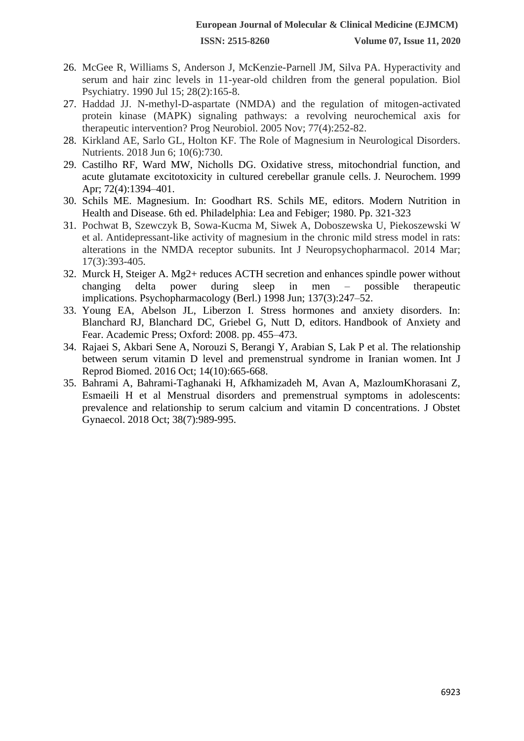26. McGee R, Williams S, Anderson J, McKenzie-Parnell JM, Silva PA. Hyperactivity and serum and hair zinc levels in 11-year-old children from the general population. Biol Psychiatry. 1990 Jul 15; 28(2):165-8.
27. Haddad JJ. N-methyl-D-aspartate (NMDA) and the regulation of mitogen-activated protein kinase (MAPK) signaling pathways: a revolving neurochemical axis for therapeutic intervention? Prog Neurobiol. 2005 Nov; 77(4):252-82.
28. Kirkland AE, Sarlo GL, Holton KF. The Role of Magnesium in Neurological Disorders. Nutrients. 2018 Jun 6; 10(6):730.
29. Castilho RF, Ward MW, Nicholls DG. Oxidative stress, mitochondrial function, and acute glutamate excitotoxicity in cultured cerebellar granule cells. J. Neurochem. 1999 Apr; 72(4):1394–401.
30. Schils ME. Magnesium. In: Goodhart RS. Schils ME, editors. Modern Nutrition in Health and Disease. 6th ed. Philadelphia: Lea and Febiger; 1980. Pp. 321-323
31. Pochwat B, Szewczyk B, Sowa-Kucma M, Siwek A, Doboszewska U, Piekoszewski W et al. Antidepressant-like activity of magnesium in the chronic mild stress model in rats: alterations in the NMDA receptor subunits. Int J Neuropsychopharmacol. 2014 Mar; 17(3):393-405.
32. Murck H, Steiger A. Mg2+ reduces ACTH secretion and enhances spindle power without changing delta power during sleep in men – possible therapeutic implications. Psychopharmacology (Berl.) 1998 Jun; 137(3):247–52.
33. Young EA, Abelson JL, Liberzon I. Stress hormones and anxiety disorders. In: Blanchard RJ, Blanchard DC, Griebel G, Nutt D, editors. Handbook of Anxiety and Fear. Academic Press; Oxford: 2008. pp. 455–473.
34. Rajaei S, Akbari Sene A, Norouzi S, Berangi Y, Arabian S, Lak P et al. The relationship between serum vitamin D level and premenstrual syndrome in Iranian women. Int J Reprod Biomed. 2016 Oct; 14(10):665-668.
35. Bahrami A, Bahrami-Taghanaki H, Afkhamizadeh M, Avan A, MazloumKhorasani Z, Esmaeili H et al Menstrual disorders and premenstrual symptoms in adolescents: prevalence and relationship to serum calcium and vitamin D concentrations. J Obstet Gynaecol. 2018 Oct; 38(7):989-995.